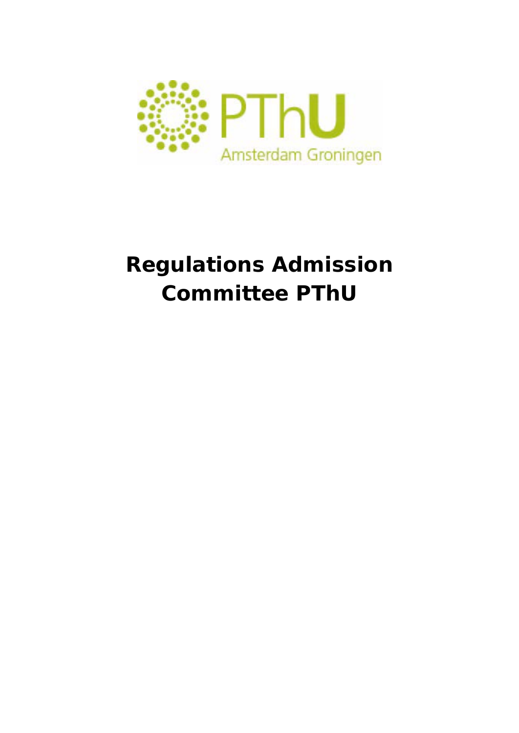PThU

Amsterdam Groningen

# Regulations Admission Committee PThU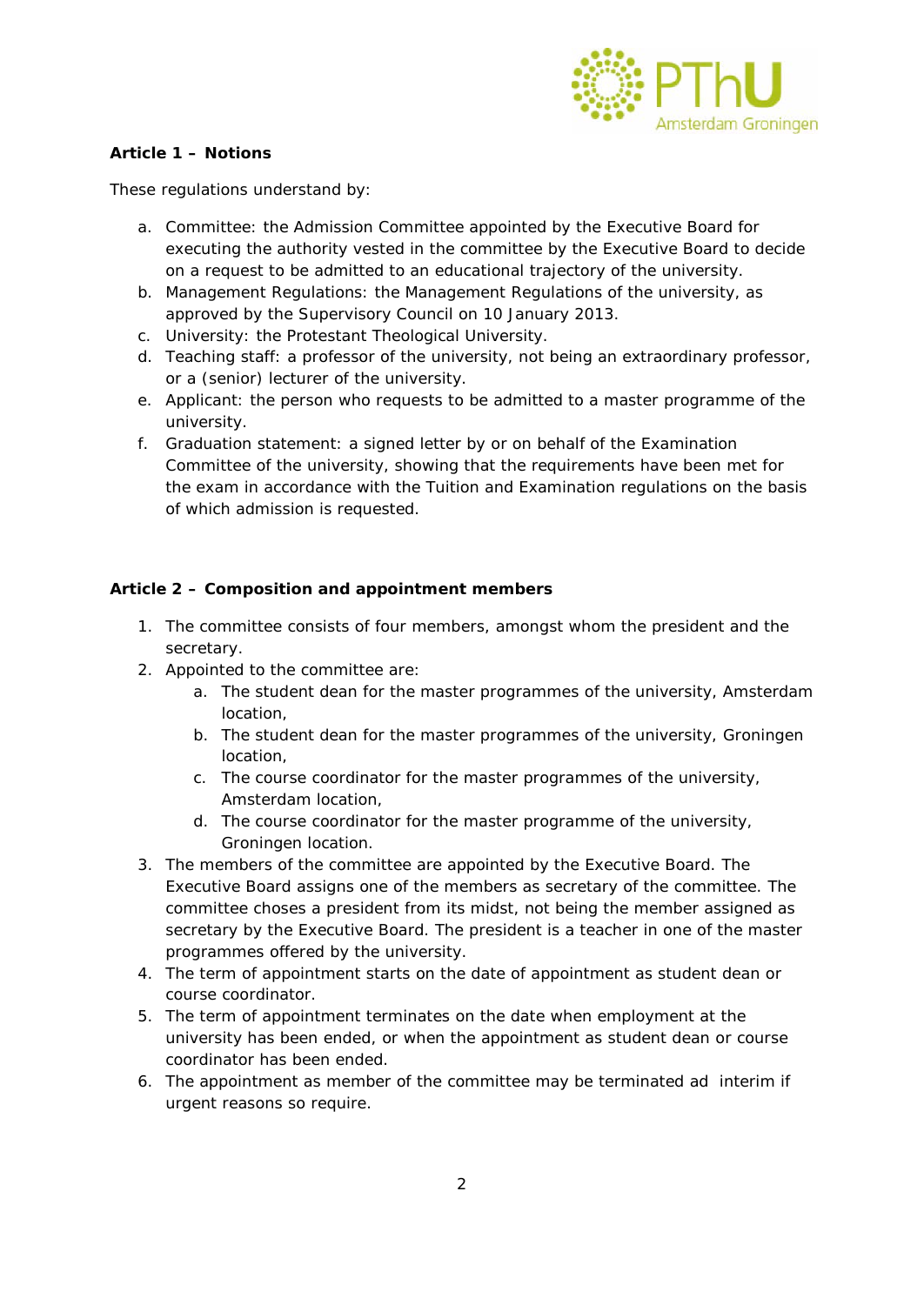**Article 1 – Notions**

These regulations understand by:

a. Committee: the Admission Committee appointed by the Executive Board for executing the authority vested in the committee by the Executive Board to decide on a request to be admitted to an educational trajectory of the university.
b. Management Regulations: the Management Regulations of the university, as approved by the Supervisory Council on 10 January 2013.
c. University: the Protestant Theological University.
d. Teaching staff: a professor of the university, not being an extraordinary professor, or a (senior) lecturer of the university.
e. Applicant: the person who requests to be admitted to a master programme of the university.
f. Graduation statement: a signed letter by or on behalf of the Examination Committee of the university, showing that the requirements have been met for the exam in accordance with the Tuition and Examination regulations on the basis of which admission is requested.

**Article 2 – Composition and appointment members**

1. The committee consists of four members, amongst whom the president and the secretary.
2. Appointed to the committee are:
    a. The student dean for the master programmes of the university, Amsterdam location,
    b. The student dean for the master programmes of the university, Groningen location,
    c. The course coordinator for the master programmes of the university, Amsterdam location,
    d. The course coordinator for the master programme of the university, Groningen location.
3. The members of the committee are appointed by the Executive Board. The Executive Board assigns one of the members as secretary of the committee. The committee choses a president from its midst, not being the member assigned as secretary by the Executive Board. The president is a teacher in one of the master programmes offered by the university.
4. The term of appointment starts on the date of appointment as student dean or course coordinator.
5. The term of appointment terminates on the date when employment at the university has been ended, or when the appointment as student dean or course coordinator has been ended.
6. The appointment as member of the committee may be terminated ad interim if urgent reasons so require.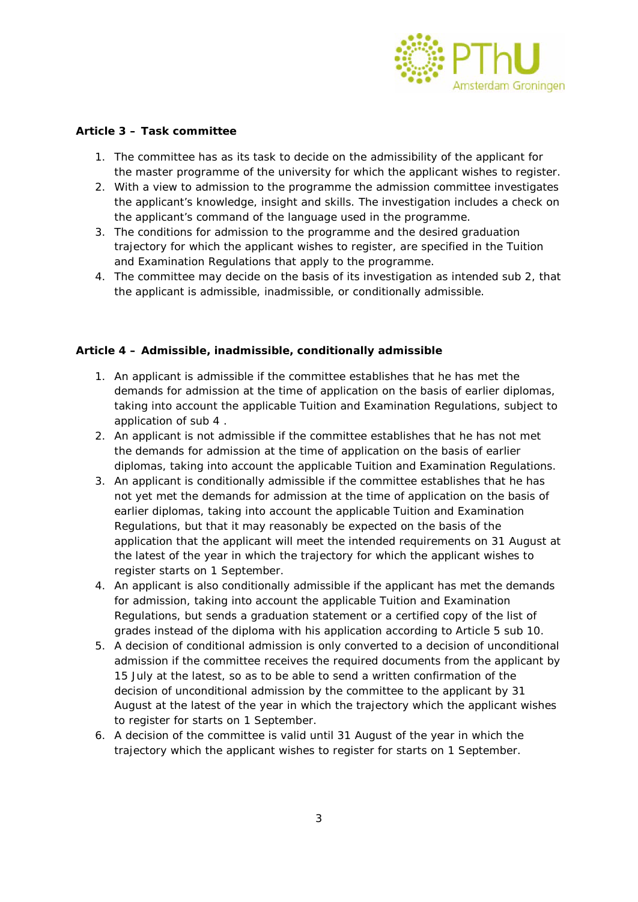**Article 3 – Task committee**

1. The committee has as its task to decide on the admissibility of the applicant for the master programme of the university for which the applicant wishes to register.
2. With a view to admission to the programme the admission committee investigates the applicant's knowledge, insight and skills. The investigation includes a check on the applicant's command of the language used in the programme.
3. The conditions for admission to the programme and the desired graduation trajectory for which the applicant wishes to register, are specified in the Tuition and Examination Regulations that apply to the programme.
4. The committee may decide on the basis of its investigation as intended sub 2, that the applicant is admissible, inadmissible, or conditionally admissible.

**Article 4 – Admissible, inadmissible, conditionally admissible**

1. An applicant is admissible if the committee establishes that he has met the demands for admission at the time of application on the basis of earlier diplomas, taking into account the applicable Tuition and Examination Regulations, subject to application of sub 4 .
2. An applicant is not admissible if the committee establishes that he has not met the demands for admission at the time of application on the basis of earlier diplomas, taking into account the applicable Tuition and Examination Regulations.
3. An applicant is conditionally admissible if the committee establishes that he has not yet met the demands for admission at the time of application on the basis of earlier diplomas, taking into account the applicable Tuition and Examination Regulations, but that it may reasonably be expected on the basis of the application that the applicant will meet the intended requirements on 31 August at the latest of the year in which the trajectory for which the applicant wishes to register starts on 1 September.
4. An applicant is also conditionally admissible if the applicant has met the demands for admission, taking into account the applicable Tuition and Examination Regulations, but sends a graduation statement or a certified copy of the list of grades instead of the diploma with his application according to Article 5 sub 10.
5. A decision of conditional admission is only converted to a decision of unconditional admission if the committee receives the required documents from the applicant by 15 July at the latest, so as to be able to send a written confirmation of the decision of unconditional admission by the committee to the applicant by 31 August at the latest of the year in which the trajectory which the applicant wishes to register for starts on 1 September.
6. A decision of the committee is valid until 31 August of the year in which the trajectory which the applicant wishes to register for starts on 1 September.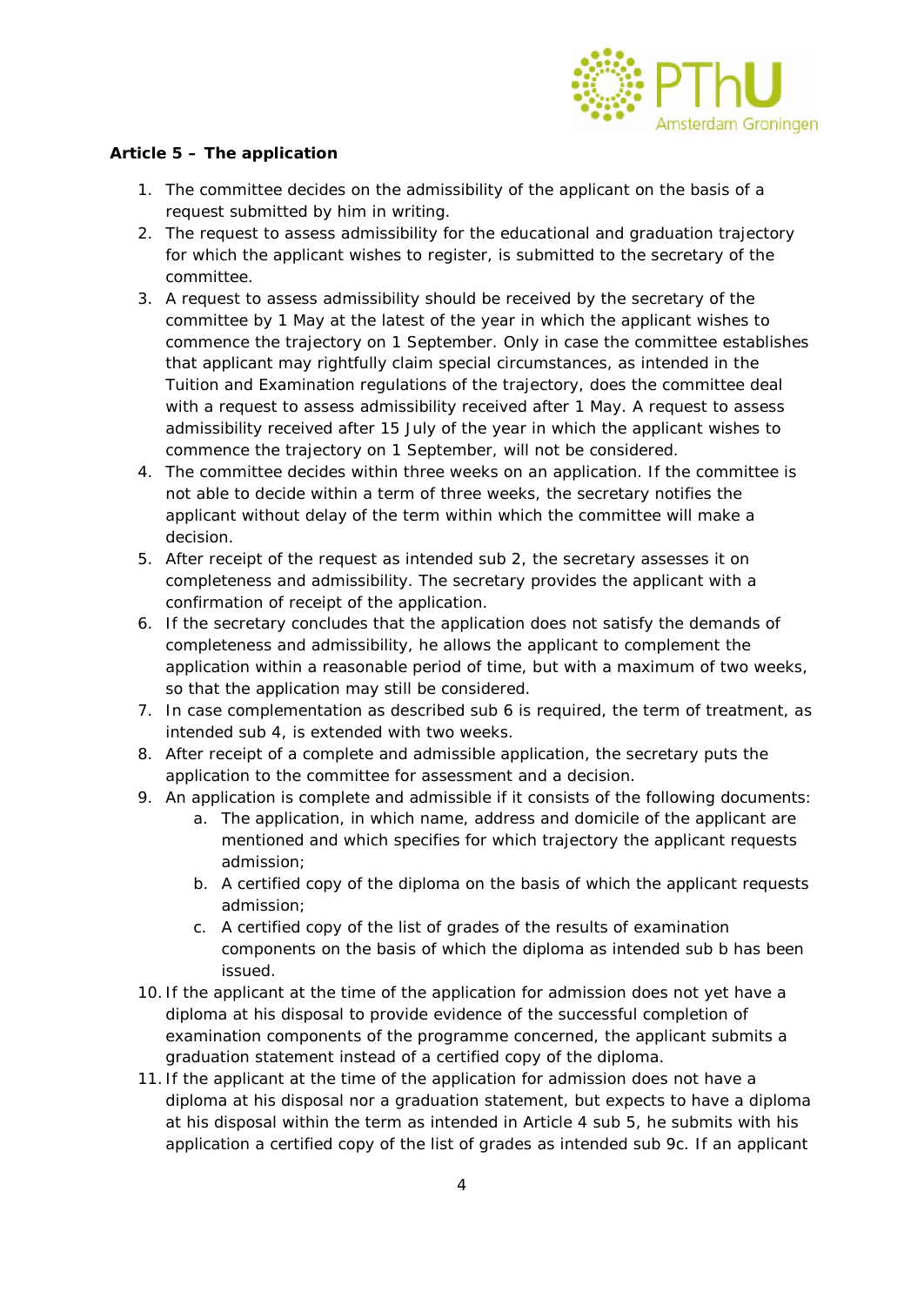**Article 5 – The application**

1. The committee decides on the admissibility of the applicant on the basis of a request submitted by him in writing.
2. The request to assess admissibility for the educational and graduation trajectory for which the applicant wishes to register, is submitted to the secretary of the committee.
3. A request to assess admissibility should be received by the secretary of the committee by 1 May at the latest of the year in which the applicant wishes to commence the trajectory on 1 September. Only in case the committee establishes that applicant may rightfully claim special circumstances, as intended in the Tuition and Examination regulations of the trajectory, does the committee deal with a request to assess admissibility received after 1 May. A request to assess admissibility received after 15 July of the year in which the applicant wishes to commence the trajectory on 1 September, will not be considered.
4. The committee decides within three weeks on an application. If the committee is not able to decide within a term of three weeks, the secretary notifies the applicant without delay of the term within which the committee will make a decision.
5. After receipt of the request as intended sub 2, the secretary assesses it on completeness and admissibility. The secretary provides the applicant with a confirmation of receipt of the application.
6. If the secretary concludes that the application does not satisfy the demands of completeness and admissibility, he allows the applicant to complement the application within a reasonable period of time, but with a maximum of two weeks, so that the application may still be considered.
7. In case complementation as described sub 6 is required, the term of treatment, as intended sub 4, is extended with two weeks.
8. After receipt of a complete and admissible application, the secretary puts the application to the committee for assessment and a decision.
9. An application is complete and admissible if it consists of the following documents:
   a. The application, in which name, address and domicile of the applicant are mentioned and which specifies for which trajectory the applicant requests admission;
   b. A certified copy of the diploma on the basis of which the applicant requests admission;
   c. A certified copy of the list of grades of the results of examination components on the basis of which the diploma as intended sub b has been issued.
10. If the applicant at the time of the application for admission does not yet have a diploma at his disposal to provide evidence of the successful completion of examination components of the programme concerned, the applicant submits a graduation statement instead of a certified copy of the diploma.
11. If the applicant at the time of the application for admission does not have a diploma at his disposal nor a graduation statement, but expects to have a diploma at his disposal within the term as intended in Article 4 sub 5, he submits with his application a certified copy of the list of grades as intended sub 9c. If an applicant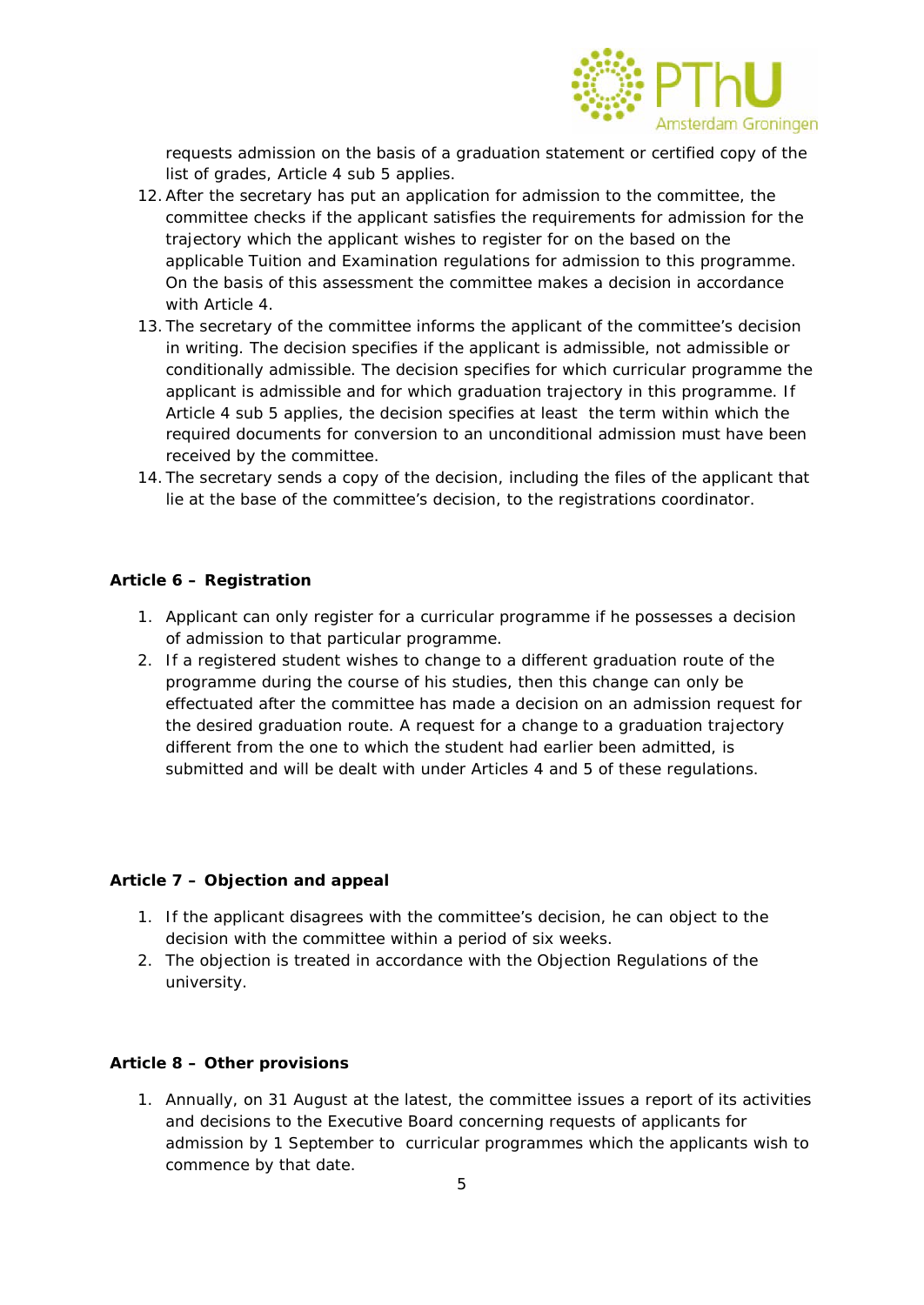requests admission on the basis of a graduation statement or certified copy of the list of grades, Article 4 sub 5 applies.

12. After the secretary has put an application for admission to the committee, the committee checks if the applicant satisfies the requirements for admission for the trajectory which the applicant wishes to register for on the based on the applicable Tuition and Examination regulations for admission to this programme. On the basis of this assessment the committee makes a decision in accordance with Article 4.
13. The secretary of the committee informs the applicant of the committee's decision in writing. The decision specifies if the applicant is admissible, not admissible or conditionally admissible. The decision specifies for which curricular programme the applicant is admissible and for which graduation trajectory in this programme. If Article 4 sub 5 applies, the decision specifies at least the term within which the required documents for conversion to an unconditional admission must have been received by the committee.
14. The secretary sends a copy of the decision, including the files of the applicant that lie at the base of the committee's decision, to the registrations coordinator.

**Article 6 – Registration**

1. Applicant can only register for a curricular programme if he possesses a decision of admission to that particular programme.
2. If a registered student wishes to change to a different graduation route of the programme during the course of his studies, then this change can only be effectuated after the committee has made a decision on an admission request for the desired graduation route. A request for a change to a graduation trajectory different from the one to which the student had earlier been admitted, is submitted and will be dealt with under Articles 4 and 5 of these regulations.

**Article 7 – Objection and appeal**

1. If the applicant disagrees with the committee's decision, he can object to the decision with the committee within a period of six weeks.
2. The objection is treated in accordance with the Objection Regulations of the university.

**Article 8 – Other provisions**

1. Annually, on 31 August at the latest, the committee issues a report of its activities and decisions to the Executive Board concerning requests of applicants for admission by 1 September to curricular programmes which the applicants wish to commence by that date.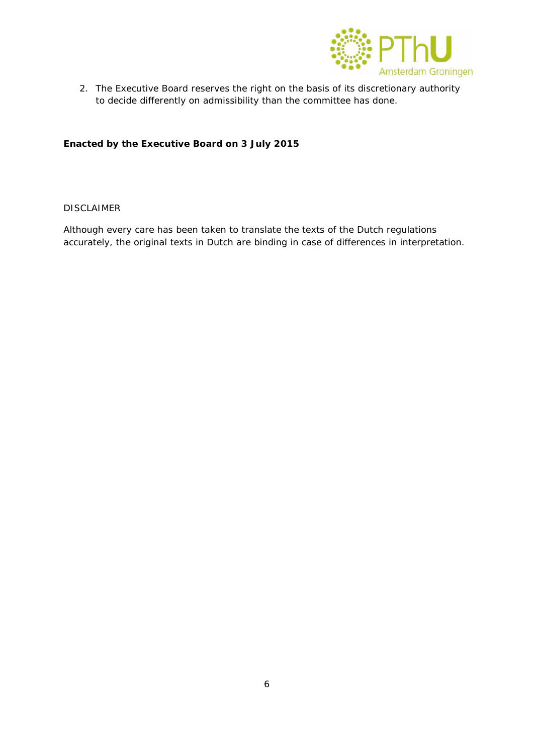2. The Executive Board reserves the right on the basis of its discretionary authority to decide differently on admissibility than the committee has done.

**Enacted by the Executive Board on 3 July 2015**

DISCLAIMER

Although every care has been taken to translate the texts of the Dutch regulations accurately, the original texts in Dutch are binding in case of differences in interpretation.